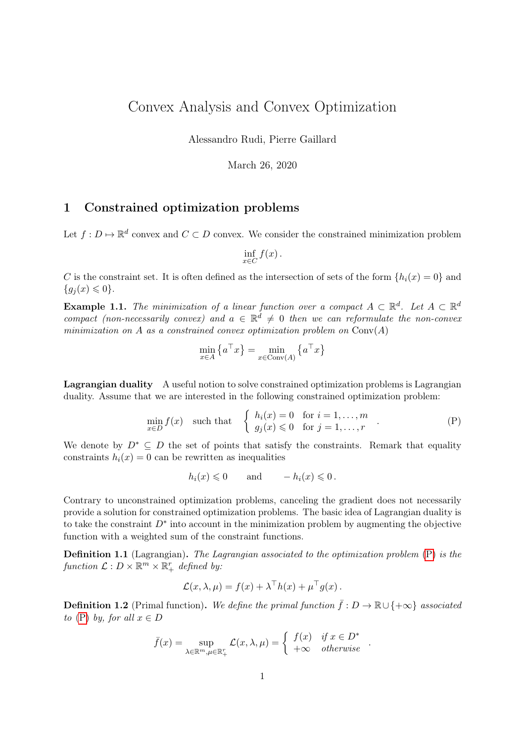# Convex Analysis and Convex Optimization

Alessandro Rudi, Pierre Gaillard

March 26, 2020

## 1 Constrained optimization problems

Let $f : D \mapsto \mathbb{R}^d$ convex and $C \subset D$ convex. We consider the constrained minimization problem

$$\inf_{x \in C} f(x) .$$

$C$ is the constraint set. It is often defined as the intersection of sets of the form $\{h_i(x) = 0\}$ and $\{g_j(x) \leqslant 0\}$.

**Example 1.1.** *The minimization of a linear function over a compact $A \subset \mathbb{R}^d$. Let $A \subset \mathbb{R}^d$ compact (non-necessarily convex) and $a \in \mathbb{R}^d \neq 0$ then we can reformulate the non-convex minimization on $A$ as a constrained convex optimization problem on* $\mathrm{Conv}(A)$

$$\min_{x \in A} \left\{ a^\top x \right\} = \min_{x \in \mathrm{Conv}(A)} \left\{ a^\top x \right\}$$

**Lagrangian duality** A useful notion to solve constrained optimization problems is Lagrangian duality. Assume that we are interested in the following constrained optimization problem:

$$\min_{x \in D} f(x) \quad \text{such that} \quad \left\{ \begin{array}{ll} h_i(x) = 0 & \text{for } i = 1, \dots, m \\ g_j(x) \leqslant 0 & \text{for } j = 1, \dots, r \end{array} \right. . \tag{P}$$

We denote by $D^* \subseteq D$ the set of points that satisfy the constraints. Remark that equality constraints $h_i(x) = 0$ can be rewritten as inequalities

$$h_i(x) \leqslant 0 \qquad \text{and} \qquad -h_i(x) \leqslant 0 .$$

Contrary to unconstrained optimization problems, canceling the gradient does not necessarily provide a solution for constrained optimization problems. The basic idea of Lagrangian duality is to take the constraint $D^*$ into account in the minimization problem by augmenting the objective function with a weighted sum of the constraint functions.

**Definition 1.1** (Lagrangian)**.** *The Lagrangian associated to the optimization problem (P) is the function $\mathcal{L} : D \times \mathbb{R}^m \times \mathbb{R}^r_+$ defined by:*

$$\mathcal{L}(x, \lambda, \mu) = f(x) + \lambda^\top h(x) + \mu^\top g(x) .$$

**Definition 1.2** (Primal function)**.** *We define the primal function $\bar{f} : D \to \mathbb{R} \cup \{+\infty\}$ associated to (P) by, for all $x \in D$*

$$\bar{f}(x) = \sup_{\lambda \in \mathbb{R}^m, \mu \in \mathbb{R}^r_+} \mathcal{L}(x, \lambda, \mu) = \left\{ \begin{array}{ll} f(x) & \textit{if } x \in D^* \\ +\infty & \textit{otherwise} \end{array} \right. .$$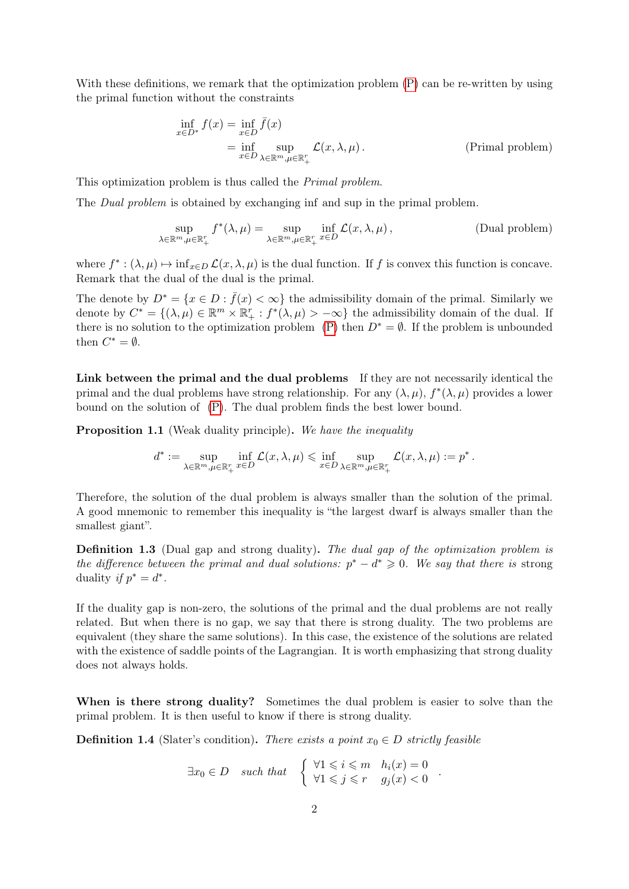With these definitions, we remark that the optimization problem (P) can be re-written by using the primal function without the constraints

$$
\begin{aligned}
\inf_{x \in D^*} f(x) &= \inf_{x \in D} \bar{f}(x) \\
&= \inf_{x \in D} \sup_{\lambda \in \mathbb{R}^m, \mu \in \mathbb{R}^r_+} \mathcal{L}(x, \lambda, \mu)\,. \qquad \text{(Primal problem)}
\end{aligned}
$$

This optimization problem is thus called the *Primal problem*.

The *Dual problem* is obtained by exchanging inf and sup in the primal problem.

$$
\sup_{\lambda \in \mathbb{R}^m, \mu \in \mathbb{R}^r_+} f^*(\lambda, \mu) = \sup_{\lambda \in \mathbb{R}^m, \mu \in \mathbb{R}^r_+} \inf_{x \in D} \mathcal{L}(x, \lambda, \mu)\,, \qquad \text{(Dual problem)}
$$

where $f^* : (\lambda, \mu) \mapsto \inf_{x \in D} \mathcal{L}(x, \lambda, \mu)$ is the dual function. If $f$ is convex this function is concave. Remark that the dual of the dual is the primal.

The denote by $D^* = \{x \in D : \bar{f}(x) < \infty\}$ the admissibility domain of the primal. Similarly we denote by $C^* = \{(\lambda, \mu) \in \mathbb{R}^m \times \mathbb{R}^r_+ : f^*(\lambda, \mu) > -\infty\}$ the admissibility domain of the dual. If there is no solution to the optimization problem (P) then $D^* = \emptyset$. If the problem is unbounded then $C^* = \emptyset$.

**Link between the primal and the dual problems** If they are not necessarily identical the primal and the dual problems have strong relationship. For any $(\lambda, \mu)$, $f^*(\lambda, \mu)$ provides a lower bound on the solution of (P). The dual problem finds the best lower bound.

**Proposition 1.1** (Weak duality principle). *We have the inequality*

$$
d^* := \sup_{\lambda \in \mathbb{R}^m, \mu \in \mathbb{R}^r_+} \inf_{x \in D} \mathcal{L}(x, \lambda, \mu) \leqslant \inf_{x \in D} \sup_{\lambda \in \mathbb{R}^m, \mu \in \mathbb{R}^r_+} \mathcal{L}(x, \lambda, \mu) := p^*\,.
$$

Therefore, the solution of the dual problem is always smaller than the solution of the primal. A good mnemonic to remember this inequality is "the largest dwarf is always smaller than the smallest giant".

**Definition 1.3** (Dual gap and strong duality). *The dual gap of the optimization problem is the difference between the primal and dual solutions: $p^* - d^* \geqslant 0$. We say that there is* strong duality *if $p^* = d^*$.*

If the duality gap is non-zero, the solutions of the primal and the dual problems are not really related. But when there is no gap, we say that there is strong duality. The two problems are equivalent (they share the same solutions). In this case, the existence of the solutions are related with the existence of saddle points of the Lagrangian. It is worth emphasizing that strong duality does not always holds.

**When is there strong duality?** Sometimes the dual problem is easier to solve than the primal problem. It is then useful to know if there is strong duality.

**Definition 1.4** (Slater's condition). *There exists a point $x_0 \in D$ strictly feasible*

$$
\exists x_0 \in D \quad \textit{such that} \quad \begin{cases} \forall 1 \leqslant i \leqslant m & h_i(x) = 0 \\ \forall 1 \leqslant j \leqslant r & g_j(x) < 0 \end{cases}.
$$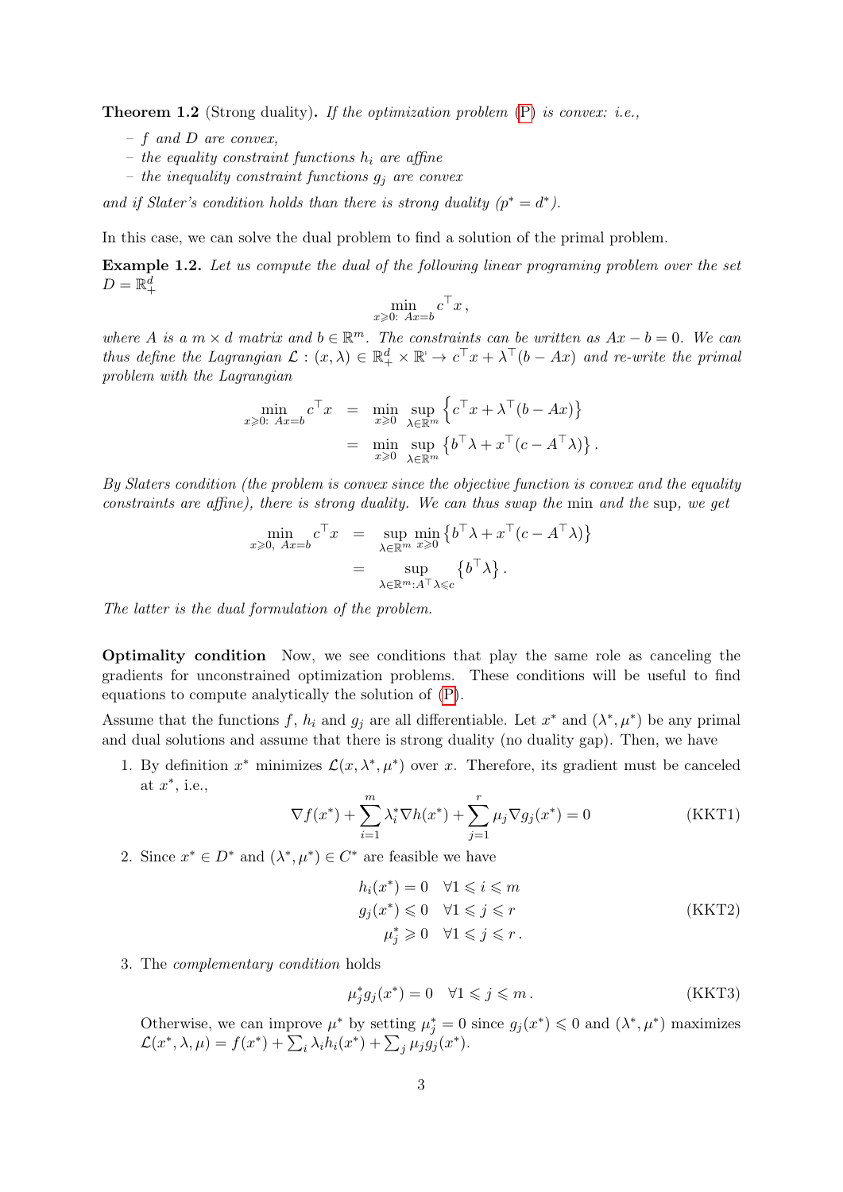**Theorem 1.2** (Strong duality)**.** *If the optimization problem* (P) *is convex: i.e.,*

- *$f$ and $D$ are convex,*
- *the equality constraint functions $h_i$ are affine*
- *the inequality constraint functions $g_j$ are convex*

*and if Slater's condition holds than there is strong duality ($p^* = d^*$).*

In this case, we can solve the dual problem to find a solution of the primal problem.

**Example 1.2.** *Let us compute the dual of the following linear programing problem over the set $D = \mathbb{R}_+^d$*

$$\min_{x \geqslant 0:\ Ax=b} c^\top x \,,$$

*where $A$ is a $m \times d$ matrix and $b \in \mathbb{R}^m$. The constraints can be written as $Ax - b = 0$. We can thus define the Lagrangian $\mathcal{L} : (x, \lambda) \in \mathbb{R}_+^d \times \mathbb{R}^{\cdot} \to c^\top x + \lambda^\top(b - Ax)$ and re-write the primal problem with the Lagrangian*

$$\begin{aligned}
\min_{x \geqslant 0:\ Ax=b} c^\top x &= \min_{x \geqslant 0} \sup_{\lambda \in \mathbb{R}^m} \left\{ c^\top x + \lambda^\top(b - Ax) \right\} \\
&= \min_{x \geqslant 0} \sup_{\lambda \in \mathbb{R}^m} \left\{ b^\top \lambda + x^\top(c - A^\top \lambda) \right\}.
\end{aligned}$$

*By Slaters condition (the problem is convex since the objective function is convex and the equality constraints are affine), there is strong duality. We can thus swap the* min *and the* sup*, we get*

$$\begin{aligned}
\min_{x \geqslant 0,\ Ax=b} c^\top x &= \sup_{\lambda \in \mathbb{R}^m} \min_{x \geqslant 0} \left\{ b^\top \lambda + x^\top(c - A^\top \lambda) \right\} \\
&= \sup_{\lambda \in \mathbb{R}^m : A^\top \lambda \leqslant c} \left\{ b^\top \lambda \right\}.
\end{aligned}$$

*The latter is the dual formulation of the problem.*

**Optimality condition** Now, we see conditions that play the same role as canceling the gradients for unconstrained optimization problems. These conditions will be useful to find equations to compute analytically the solution of (P).

Assume that the functions $f$, $h_i$ and $g_j$ are all differentiable. Let $x^*$ and $(\lambda^*, \mu^*)$ be any primal and dual solutions and assume that there is strong duality (no duality gap). Then, we have

1. By definition $x^*$ minimizes $\mathcal{L}(x, \lambda^*, \mu^*)$ over $x$. Therefore, its gradient must be canceled at $x^*$, i.e.,

$$\nabla f(x^*) + \sum_{i=1}^m \lambda_i^* \nabla h(x^*) + \sum_{j=1}^r \mu_j \nabla g_j(x^*) = 0 \tag{KKT1}$$

2. Since $x^* \in D^*$ and $(\lambda^*, \mu^*) \in C^*$ are feasible we have

$$\begin{aligned}
h_i(x^*) = 0 \quad \forall 1 \leqslant i \leqslant m \\
g_j(x^*) \leqslant 0 \quad \forall 1 \leqslant j \leqslant r \\
\mu_j^* \geqslant 0 \quad \forall 1 \leqslant j \leqslant r \,.
\end{aligned} \tag{KKT2}$$

3. The *complementary condition* holds

$$\mu_j^* g_j(x^*) = 0 \quad \forall 1 \leqslant j \leqslant m \,. \tag{KKT3}$$

   Otherwise, we can improve $\mu^*$ by setting $\mu_j^* = 0$ since $g_j(x^*) \leqslant 0$ and $(\lambda^*, \mu^*)$ maximizes $\mathcal{L}(x^*, \lambda, \mu) = f(x^*) + \sum_i \lambda_i h_i(x^*) + \sum_j \mu_j g_j(x^*)$.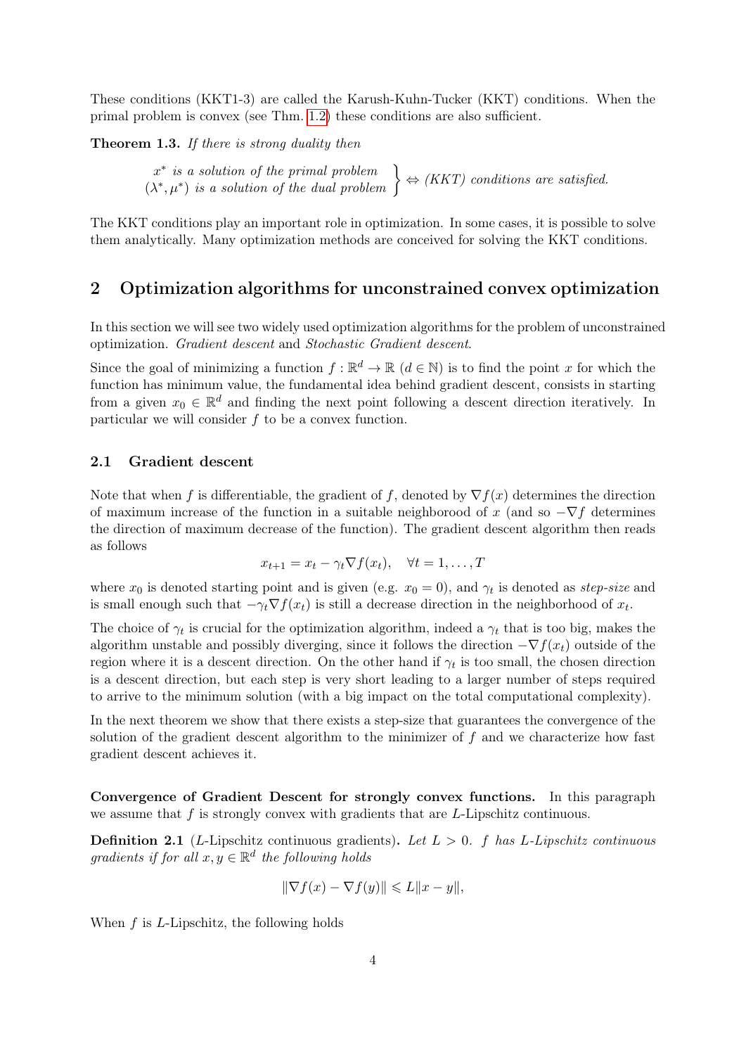These conditions (KKT1-3) are called the Karush-Kuhn-Tucker (KKT) conditions. When the primal problem is convex (see Thm. 1.2) these conditions are also sufficient.

**Theorem 1.3.** *If there is strong duality then*

$$\left.\begin{array}{c} x^* \text{ is a solution of the primal problem} \\ (\lambda^*, \mu^*) \text{ is a solution of the dual problem} \end{array}\right\} \Leftrightarrow \text{(KKT) conditions are satisfied.}$$

The KKT conditions play an important role in optimization. In some cases, it is possible to solve them analytically. Many optimization methods are conceived for solving the KKT conditions.

## 2 Optimization algorithms for unconstrained convex optimization

In this section we will see two widely used optimization algorithms for the problem of unconstrained optimization. *Gradient descent* and *Stochastic Gradient descent*.

Since the goal of minimizing a function $f : \mathbb{R}^d \to \mathbb{R}$ ($d \in \mathbb{N}$) is to find the point $x$ for which the function has minimum value, the fundamental idea behind gradient descent, consists in starting from a given $x_0 \in \mathbb{R}^d$ and finding the next point following a descent direction iteratively. In particular we will consider $f$ to be a convex function.

### 2.1 Gradient descent

Note that when $f$ is differentiable, the gradient of $f$, denoted by $\nabla f(x)$ determines the direction of maximum increase of the function in a suitable neighboorood of $x$ (and so $-\nabla f$ determines the direction of maximum decrease of the function). The gradient descent algorithm then reads as follows

$$x_{t+1} = x_t - \gamma_t \nabla f(x_t), \quad \forall t = 1, \dots, T$$

where $x_0$ is denoted starting point and is given (e.g. $x_0 = 0$), and $\gamma_t$ is denoted as *step-size* and is small enough such that $-\gamma_t \nabla f(x_t)$ is still a decrease direction in the neighborhood of $x_t$.

The choice of $\gamma_t$ is crucial for the optimization algorithm, indeed a $\gamma_t$ that is too big, makes the algorithm unstable and possibly diverging, since it follows the direction $-\nabla f(x_t)$ outside of the region where it is a descent direction. On the other hand if $\gamma_t$ is too small, the chosen direction is a descent direction, but each step is very short leading to a larger number of steps required to arrive to the minimum solution (with a big impact on the total computational complexity).

In the next theorem we show that there exists a step-size that guarantees the convergence of the solution of the gradient descent algorithm to the minimizer of $f$ and we characterize how fast gradient descent achieves it.

**Convergence of Gradient Descent for strongly convex functions.** In this paragraph we assume that $f$ is strongly convex with gradients that are $L$-Lipschitz continuous.

**Definition 2.1** ($L$-Lipschitz continuous gradients)**.** *Let $L > 0$. $f$ has $L$-Lipschitz continuous gradients if for all $x, y \in \mathbb{R}^d$ the following holds*

$$\|\nabla f(x) - \nabla f(y)\| \leqslant L\|x - y\|,$$

When $f$ is $L$-Lipschitz, the following holds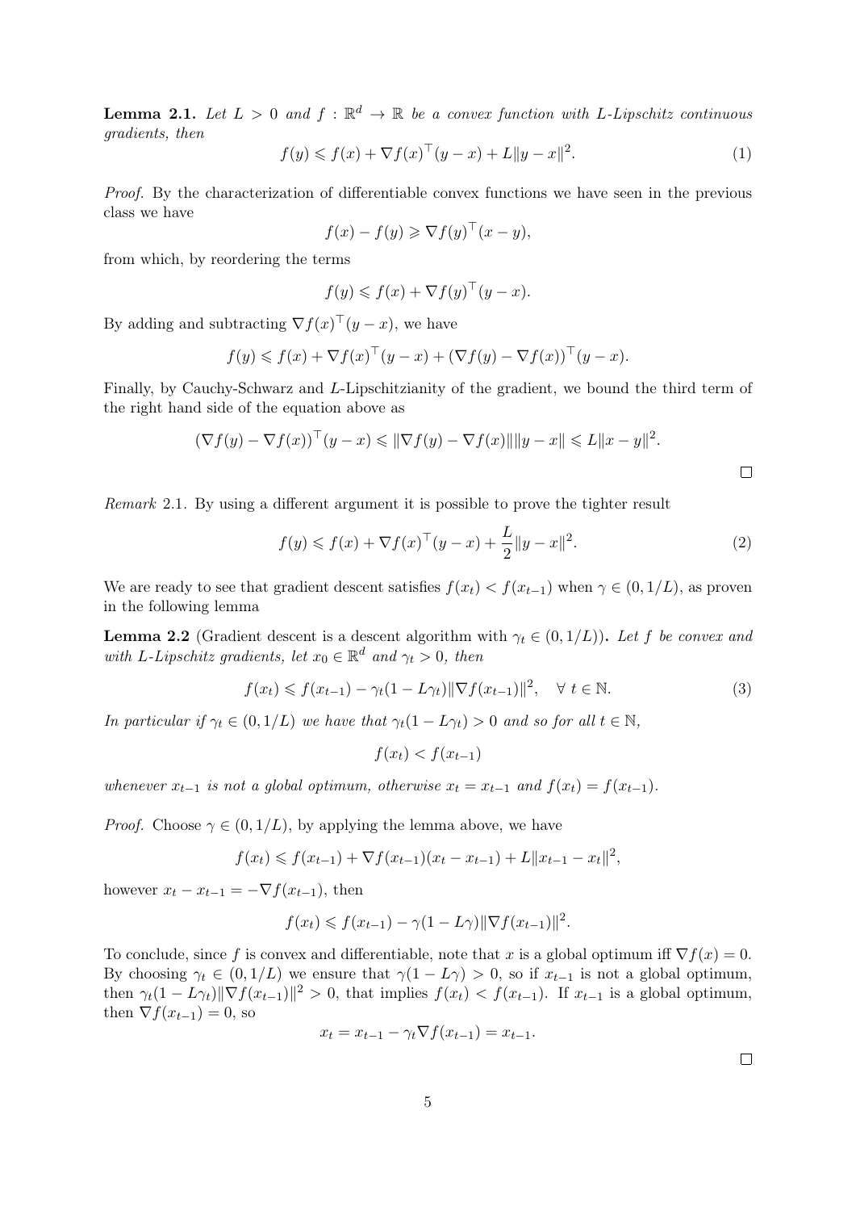**Lemma 2.1.** *Let $L > 0$ and $f : \mathbb{R}^d \to \mathbb{R}$ be a convex function with $L$-Lipschitz continuous gradients, then*

$$f(y) \leqslant f(x) + \nabla f(x)^\top (y - x) + L\|y - x\|^2. \tag{1}$$

*Proof.* By the characterization of differentiable convex functions we have seen in the previous class we have

$$f(x) - f(y) \geqslant \nabla f(y)^\top (x - y),$$

from which, by reordering the terms

$$f(y) \leqslant f(x) + \nabla f(y)^\top (y - x).$$

By adding and subtracting $\nabla f(x)^\top (y - x)$, we have

$$f(y) \leqslant f(x) + \nabla f(x)^\top (y - x) + (\nabla f(y) - \nabla f(x))^\top (y - x).$$

Finally, by Cauchy-Schwarz and $L$-Lipschitzianity of the gradient, we bound the third term of the right hand side of the equation above as

$$(\nabla f(y) - \nabla f(x))^\top (y - x) \leqslant \|\nabla f(y) - \nabla f(x)\|\|y - x\| \leqslant L\|x - y\|^2.$$

□

*Remark* 2.1. By using a different argument it is possible to prove the tighter result

$$f(y) \leqslant f(x) + \nabla f(x)^\top (y - x) + \frac{L}{2}\|y - x\|^2. \tag{2}$$

We are ready to see that gradient descent satisfies $f(x_t) < f(x_{t-1})$ when $\gamma \in (0, 1/L)$, as proven in the following lemma

**Lemma 2.2** **(Gradient descent is a descent algorithm with $\gamma_t \in (0, 1/L)$).** *Let $f$ be convex and with $L$-Lipschitz gradients, let $x_0 \in \mathbb{R}^d$ and $\gamma_t > 0$, then*

$$f(x_t) \leqslant f(x_{t-1}) - \gamma_t(1 - L\gamma_t)\|\nabla f(x_{t-1})\|^2, \quad \forall\ t \in \mathbb{N}. \tag{3}$$

*In particular if $\gamma_t \in (0, 1/L)$ we have that $\gamma_t(1 - L\gamma_t) > 0$ and so for all $t \in \mathbb{N}$,*

$$f(x_t) < f(x_{t-1})$$

*whenever $x_{t-1}$ is not a global optimum, otherwise $x_t = x_{t-1}$ and $f(x_t) = f(x_{t-1})$.*

*Proof.* Choose $\gamma \in (0, 1/L)$, by applying the lemma above, we have

$$f(x_t) \leqslant f(x_{t-1}) + \nabla f(x_{t-1})(x_t - x_{t-1}) + L\|x_{t-1} - x_t\|^2,$$

however $x_t - x_{t-1} = -\nabla f(x_{t-1})$, then

$$f(x_t) \leqslant f(x_{t-1}) - \gamma(1 - L\gamma)\|\nabla f(x_{t-1})\|^2.$$

To conclude, since $f$ is convex and differentiable, note that $x$ is a global optimum iff $\nabla f(x) = 0$. By choosing $\gamma_t \in (0, 1/L)$ we ensure that $\gamma(1 - L\gamma) > 0$, so if $x_{t-1}$ is not a global optimum, then $\gamma_t(1 - L\gamma_t)\|\nabla f(x_{t-1})\|^2 > 0$, that implies $f(x_t) < f(x_{t-1})$. If $x_{t-1}$ is a global optimum, then $\nabla f(x_{t-1}) = 0$, so

$$x_t = x_{t-1} - \gamma_t \nabla f(x_{t-1}) = x_{t-1}.$$

□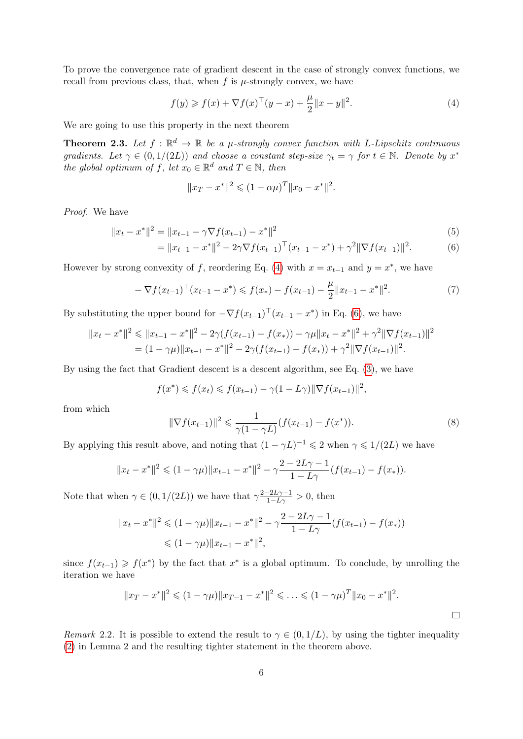To prove the convergence rate of gradient descent in the case of strongly convex functions, we recall from previous class, that, when $f$ is $\mu$-strongly convex, we have

$$f(y) \geqslant f(x) + \nabla f(x)^\top (y - x) + \frac{\mu}{2}\|x - y\|^2. \tag{4}$$

We are going to use this property in the next theorem

**Theorem 2.3.** *Let $f : \mathbb{R}^d \to \mathbb{R}$ be a $\mu$-strongly convex function with $L$-Lipschitz continuous gradients. Let $\gamma \in (0, 1/(2L))$ and choose a constant step-size $\gamma_t = \gamma$ for $t \in \mathbb{N}$. Denote by $x^*$ the global optimum of $f$, let $x_0 \in \mathbb{R}^d$ and $T \in \mathbb{N}$, then*

$$\|x_T - x^*\|^2 \leqslant (1 - \alpha\mu)^T \|x_0 - x^*\|^2.$$

*Proof.* We have

$$\|x_t - x^*\|^2 = \|x_{t-1} - \gamma \nabla f(x_{t-1}) - x^*\|^2 \tag{5}$$

$$= \|x_{t-1} - x^*\|^2 - 2\gamma \nabla f(x_{t-1})^\top (x_{t-1} - x^*) + \gamma^2 \|\nabla f(x_{t-1})\|^2. \tag{6}$$

However by strong convexity of $f$, reordering Eq. (4) with $x = x_{t-1}$ and $y = x^*$, we have

$$-\nabla f(x_{t-1})^\top (x_{t-1} - x^*) \leqslant f(x_*) - f(x_{t-1}) - \frac{\mu}{2}\|x_{t-1} - x^*\|^2. \tag{7}$$

By substituting the upper bound for $-\nabla f(x_{t-1})^\top (x_{t-1} - x^*)$ in Eq. (6), we have

$$\begin{aligned}
\|x_t - x^*\|^2 &\leqslant \|x_{t-1} - x^*\|^2 - 2\gamma(f(x_{t-1}) - f(x_*)) - \gamma\mu\|x_t - x^*\|^2 + \gamma^2 \|\nabla f(x_{t-1})\|^2 \\
&= (1 - \gamma\mu)\|x_{t-1} - x^*\|^2 - 2\gamma(f(x_{t-1}) - f(x_*)) + \gamma^2 \|\nabla f(x_{t-1})\|^2.
\end{aligned}$$

By using the fact that Gradient descent is a descent algorithm, see Eq. (3), we have

$$f(x^*) \leqslant f(x_t) \leqslant f(x_{t-1}) - \gamma(1 - L\gamma)\|\nabla f(x_{t-1})\|^2,$$

from which

$$\|\nabla f(x_{t-1})\|^2 \leqslant \frac{1}{\gamma(1 - \gamma L)}(f(x_{t-1}) - f(x^*)). \tag{8}$$

By applying this result above, and noting that $(1 - \gamma L)^{-1} \leqslant 2$ when $\gamma \leqslant 1/(2L)$ we have

$$\|x_t - x^*\|^2 \leqslant (1 - \gamma\mu)\|x_{t-1} - x^*\|^2 - \gamma \frac{2 - 2L\gamma - 1}{1 - L\gamma}(f(x_{t-1}) - f(x_*)).$$

Note that when $\gamma \in (0, 1/(2L))$ we have that $\gamma \frac{2 - 2L\gamma - 1}{1 - L\gamma} > 0$, then

$$\begin{aligned}
\|x_t - x^*\|^2 &\leqslant (1 - \gamma\mu)\|x_{t-1} - x^*\|^2 - \gamma \frac{2 - 2L\gamma - 1}{1 - L\gamma}(f(x_{t-1}) - f(x_*)) \\
&\leqslant (1 - \gamma\mu)\|x_{t-1} - x^*\|^2,
\end{aligned}$$

since $f(x_{t-1}) \geqslant f(x^*)$ by the fact that $x^*$ is a global optimum. To conclude, by unrolling the iteration we have

$$\|x_T - x^*\|^2 \leqslant (1 - \gamma\mu)\|x_{T-1} - x^*\|^2 \leqslant \ldots \leqslant (1 - \gamma\mu)^T \|x_0 - x^*\|^2.$$

□

*Remark* 2.2. It is possible to extend the result to $\gamma \in (0, 1/L)$, by using the tighter inequality (2) in Lemma 2 and the resulting tighter statement in the theorem above.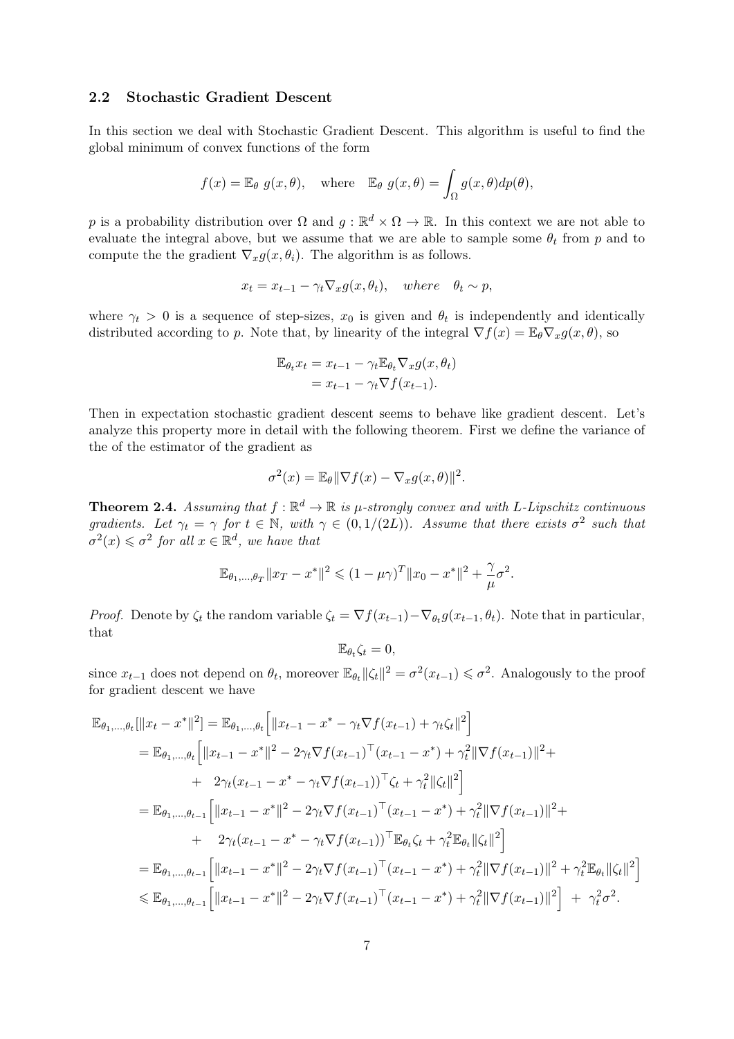### 2.2 Stochastic Gradient Descent

In this section we deal with Stochastic Gradient Descent. This algorithm is useful to find the global minimum of convex functions of the form

$$f(x) = \mathbb{E}_\theta \; g(x, \theta), \quad \text{where} \quad \mathbb{E}_\theta \; g(x, \theta) = \int_\Omega g(x, \theta) dp(\theta),$$

$p$ is a probability distribution over $\Omega$ and $g : \mathbb{R}^d \times \Omega \to \mathbb{R}$. In this context we are not able to evaluate the integral above, but we assume that we are able to sample some $\theta_t$ from $p$ and to compute the the gradient $\nabla_x g(x, \theta_i)$. The algorithm is as follows.

$$x_t = x_{t-1} - \gamma_t \nabla_x g(x, \theta_t), \quad \textit{where} \quad \theta_t \sim p,$$

where $\gamma_t > 0$ is a sequence of step-sizes, $x_0$ is given and $\theta_t$ is independently and identically distributed according to $p$. Note that, by linearity of the integral $\nabla f(x) = \mathbb{E}_\theta \nabla_x g(x, \theta)$, so

$$\begin{aligned}
\mathbb{E}_{\theta_t} x_t &= x_{t-1} - \gamma_t \mathbb{E}_{\theta_t} \nabla_x g(x, \theta_t) \\
&= x_{t-1} - \gamma_t \nabla f(x_{t-1}).
\end{aligned}$$

Then in expectation stochastic gradient descent seems to behave like gradient descent. Let's analyze this property more in detail with the following theorem. First we define the variance of the of the estimator of the gradient as

$$\sigma^2(x) = \mathbb{E}_\theta \|\nabla f(x) - \nabla_x g(x, \theta)\|^2.$$

**Theorem 2.4.** *Assuming that $f : \mathbb{R}^d \to \mathbb{R}$ is $\mu$-strongly convex and with $L$-Lipschitz continuous gradients. Let $\gamma_t = \gamma$ for $t \in \mathbb{N}$, with $\gamma \in (0, 1/(2L))$. Assume that there exists $\sigma^2$ such that $\sigma^2(x) \leqslant \sigma^2$ for all $x \in \mathbb{R}^d$, we have that*

$$\mathbb{E}_{\theta_1, \ldots, \theta_T} \|x_T - x^*\|^2 \leqslant (1 - \mu\gamma)^T \|x_0 - x^*\|^2 + \frac{\gamma}{\mu} \sigma^2.$$

*Proof.* Denote by $\zeta_t$ the random variable $\zeta_t = \nabla f(x_{t-1}) - \nabla_{\theta_t} g(x_{t-1}, \theta_t)$. Note that in particular, that

$$\mathbb{E}_{\theta_t} \zeta_t = 0,$$

since $x_{t-1}$ does not depend on $\theta_t$, moreover $\mathbb{E}_{\theta_t} \|\zeta_t\|^2 = \sigma^2(x_{t-1}) \leqslant \sigma^2$. Analogously to the proof for gradient descent we have

$$\begin{aligned}
\mathbb{E}_{\theta_1, \ldots, \theta_t} [\|x_t - x^*\|^2] &= \mathbb{E}_{\theta_1, \ldots, \theta_t} \Big[ \|x_{t-1} - x^* - \gamma_t \nabla f(x_{t-1}) + \gamma_t \zeta_t\|^2 \Big] \\
&= \mathbb{E}_{\theta_1, \ldots, \theta_t} \Big[ \|x_{t-1} - x^*\|^2 - 2\gamma_t \nabla f(x_{t-1})^\top (x_{t-1} - x^*) + \gamma_t^2 \|\nabla f(x_{t-1})\|^2 + \\
&\quad + \; 2\gamma_t (x_{t-1} - x^* - \gamma_t \nabla f(x_{t-1}))^\top \zeta_t + \gamma_t^2 \|\zeta_t\|^2 \Big] \\
&= \mathbb{E}_{\theta_1, \ldots, \theta_{t-1}} \Big[ \|x_{t-1} - x^*\|^2 - 2\gamma_t \nabla f(x_{t-1})^\top (x_{t-1} - x^*) + \gamma_t^2 \|\nabla f(x_{t-1})\|^2 + \\
&\quad + \; 2\gamma_t (x_{t-1} - x^* - \gamma_t \nabla f(x_{t-1}))^\top \mathbb{E}_{\theta_t} \zeta_t + \gamma_t^2 \mathbb{E}_{\theta_t} \|\zeta_t\|^2 \Big] \\
&= \mathbb{E}_{\theta_1, \ldots, \theta_{t-1}} \Big[ \|x_{t-1} - x^*\|^2 - 2\gamma_t \nabla f(x_{t-1})^\top (x_{t-1} - x^*) + \gamma_t^2 \|\nabla f(x_{t-1})\|^2 + \gamma_t^2 \mathbb{E}_{\theta_t} \|\zeta_t\|^2 \Big] \\
&\leqslant \mathbb{E}_{\theta_1, \ldots, \theta_{t-1}} \Big[ \|x_{t-1} - x^*\|^2 - 2\gamma_t \nabla f(x_{t-1})^\top (x_{t-1} - x^*) + \gamma_t^2 \|\nabla f(x_{t-1})\|^2 \Big] \; + \; \gamma_t^2 \sigma^2.
\end{aligned}$$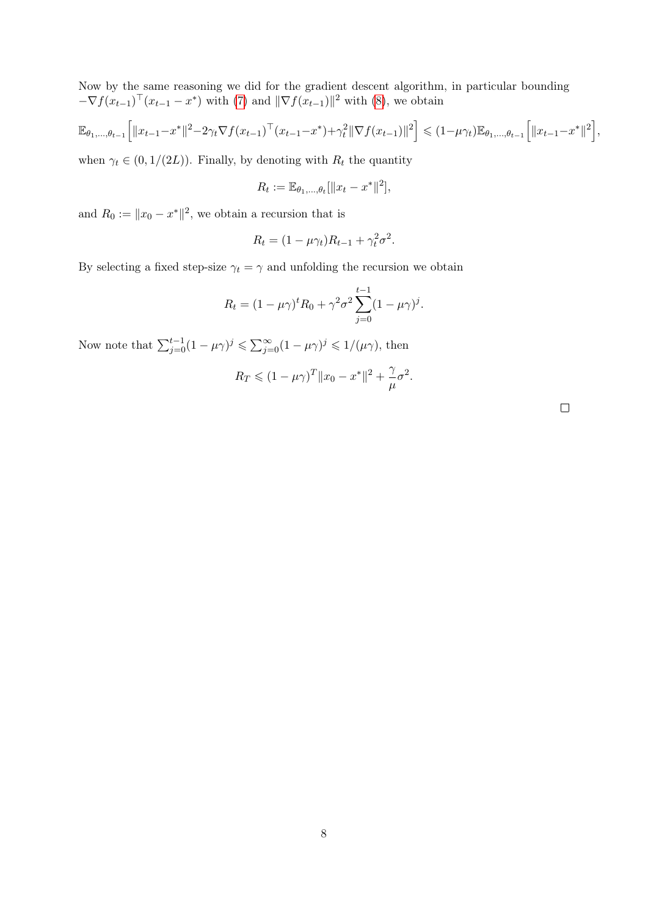Now by the same reasoning we did for the gradient descent algorithm, in particular bounding $-\nabla f(x_{t-1})^\top(x_{t-1}-x^*)$ with (7) and $\|\nabla f(x_{t-1})\|^2$ with (8), we obtain

$$\mathbb{E}_{\theta_1,\dots,\theta_{t-1}}\Big[\|x_{t-1}-x^*\|^2-2\gamma_t\nabla f(x_{t-1})^\top(x_{t-1}-x^*)+\gamma_t^2\|\nabla f(x_{t-1})\|^2\Big] \leqslant (1-\mu\gamma_t)\mathbb{E}_{\theta_1,\dots,\theta_{t-1}}\Big[\|x_{t-1}-x^*\|^2\Big],$$

when $\gamma_t \in (0, 1/(2L))$. Finally, by denoting with $R_t$ the quantity

$$R_t := \mathbb{E}_{\theta_1,\dots,\theta_t}[\|x_t - x^*\|^2],$$

and $R_0 := \|x_0 - x^*\|^2$, we obtain a recursion that is

$$R_t = (1-\mu\gamma_t)R_{t-1} + \gamma_t^2\sigma^2.$$

By selecting a fixed step-size $\gamma_t = \gamma$ and unfolding the recursion we obtain

$$R_t = (1-\mu\gamma)^t R_0 + \gamma^2\sigma^2\sum_{j=0}^{t-1}(1-\mu\gamma)^j.$$

Now note that $\sum_{j=0}^{t-1}(1-\mu\gamma)^j \leqslant \sum_{j=0}^{\infty}(1-\mu\gamma)^j \leqslant 1/(\mu\gamma)$, then

$$R_T \leqslant (1-\mu\gamma)^T\|x_0 - x^*\|^2 + \frac{\gamma}{\mu}\sigma^2.$$

□